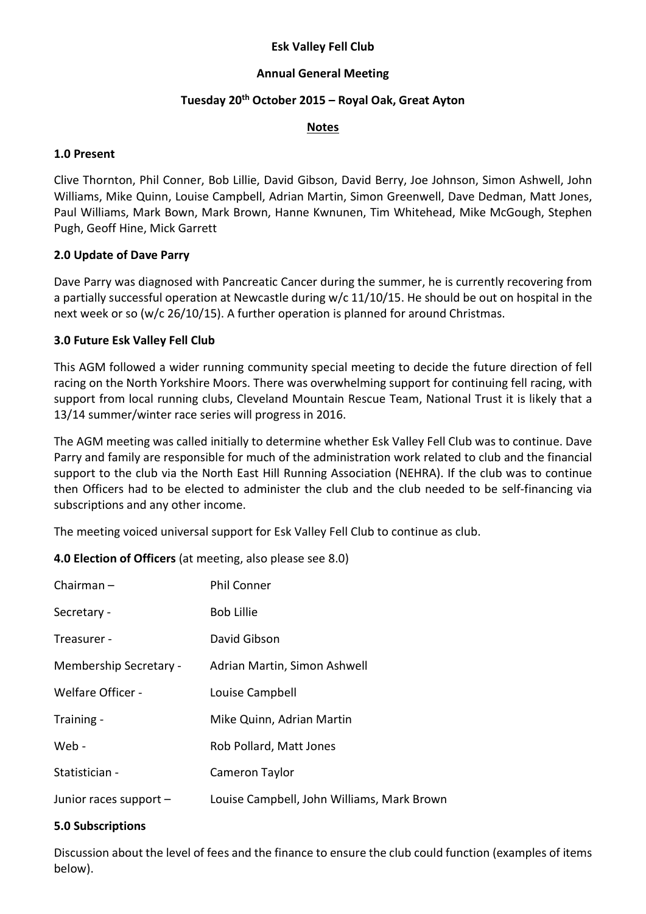**Esk Valley Fell Club**

**Annual General Meeting**

**Tuesday 20th October 2015 – Royal Oak, Great Ayton**

**Notes**

## 1.0 Present

Clive Thornton, Phil Conner, Bob Lillie, David Gibson, David Berry, Joe Johnson, Simon Ashwell, John Williams, Mike Quinn, Louise Campbell, Adrian Martin, Simon Greenwell, Dave Dedman, Matt Jones, Paul Williams, Mark Bown, Mark Brown, Hanne Kwnunen, Tim Whitehead, Mike McGough, Stephen Pugh, Geoff Hine, Mick Garrett

## 2.0 Update of Dave Parry

Dave Parry was diagnosed with Pancreatic Cancer during the summer, he is currently recovering from a partially successful operation at Newcastle during w/c 11/10/15. He should be out on hospital in the next week or so (w/c 26/10/15). A further operation is planned for around Christmas.

## 3.0 Future Esk Valley Fell Club

This AGM followed a wider running community special meeting to decide the future direction of fell racing on the North Yorkshire Moors. There was overwhelming support for continuing fell racing, with support from local running clubs, Cleveland Mountain Rescue Team, National Trust it is likely that a 13/14 summer/winter race series will progress in 2016.

The AGM meeting was called initially to determine whether Esk Valley Fell Club was to continue. Dave Parry and family are responsible for much of the administration work related to club and the financial support to the club via the North East Hill Running Association (NEHRA). If the club was to continue then Officers had to be elected to administer the club and the club needed to be self-financing via subscriptions and any other income.

The meeting voiced universal support for Esk Valley Fell Club to continue as club.

## 4.0 Election of Officers (at meeting, also please see 8.0)

| | |
|---|---|
| Chairman – | Phil Conner |
| Secretary - | Bob Lillie |
| Treasurer - | David Gibson |
| Membership Secretary - | Adrian Martin, Simon Ashwell |
| Welfare Officer - | Louise Campbell |
| Training - | Mike Quinn, Adrian Martin |
| Web - | Rob Pollard, Matt Jones |
| Statistician - | Cameron Taylor |
| Junior races support – | Louise Campbell, John Williams, Mark Brown |

## 5.0 Subscriptions

Discussion about the level of fees and the finance to ensure the club could function (examples of items below).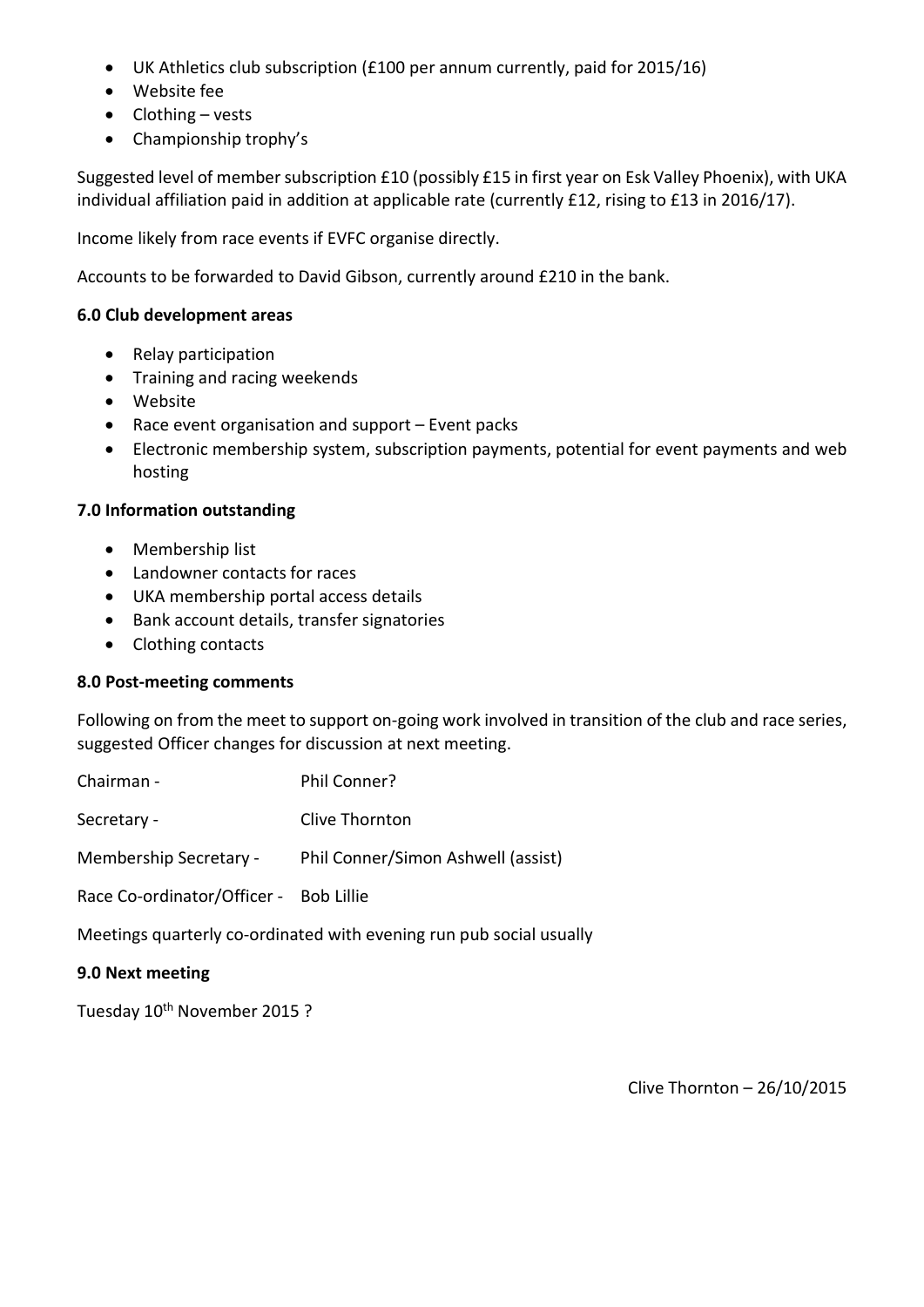- UK Athletics club subscription (£100 per annum currently, paid for 2015/16)
- Website fee
- Clothing – vests
- Championship trophy's

Suggested level of member subscription £10 (possibly £15 in first year on Esk Valley Phoenix), with UKA individual affiliation paid in addition at applicable rate (currently £12, rising to £13 in 2016/17).

Income likely from race events if EVFC organise directly.

Accounts to be forwarded to David Gibson, currently around £210 in the bank.

**6.0 Club development areas**

- Relay participation
- Training and racing weekends
- Website
- Race event organisation and support – Event packs
- Electronic membership system, subscription payments, potential for event payments and web hosting

**7.0 Information outstanding**

- Membership list
- Landowner contacts for races
- UKA membership portal access details
- Bank account details, transfer signatories
- Clothing contacts

**8.0 Post-meeting comments**

Following on from the meet to support on-going work involved in transition of the club and race series, suggested Officer changes for discussion at next meeting.

| | |
|---|---|
| Chairman - | Phil Conner? |
| Secretary - | Clive Thornton |
| Membership Secretary - | Phil Conner/Simon Ashwell (assist) |
| Race Co-ordinator/Officer - | Bob Lillie |

Meetings quarterly co-ordinated with evening run pub social usually

**9.0 Next meeting**

Tuesday 10th November 2015 ?

Clive Thornton – 26/10/2015